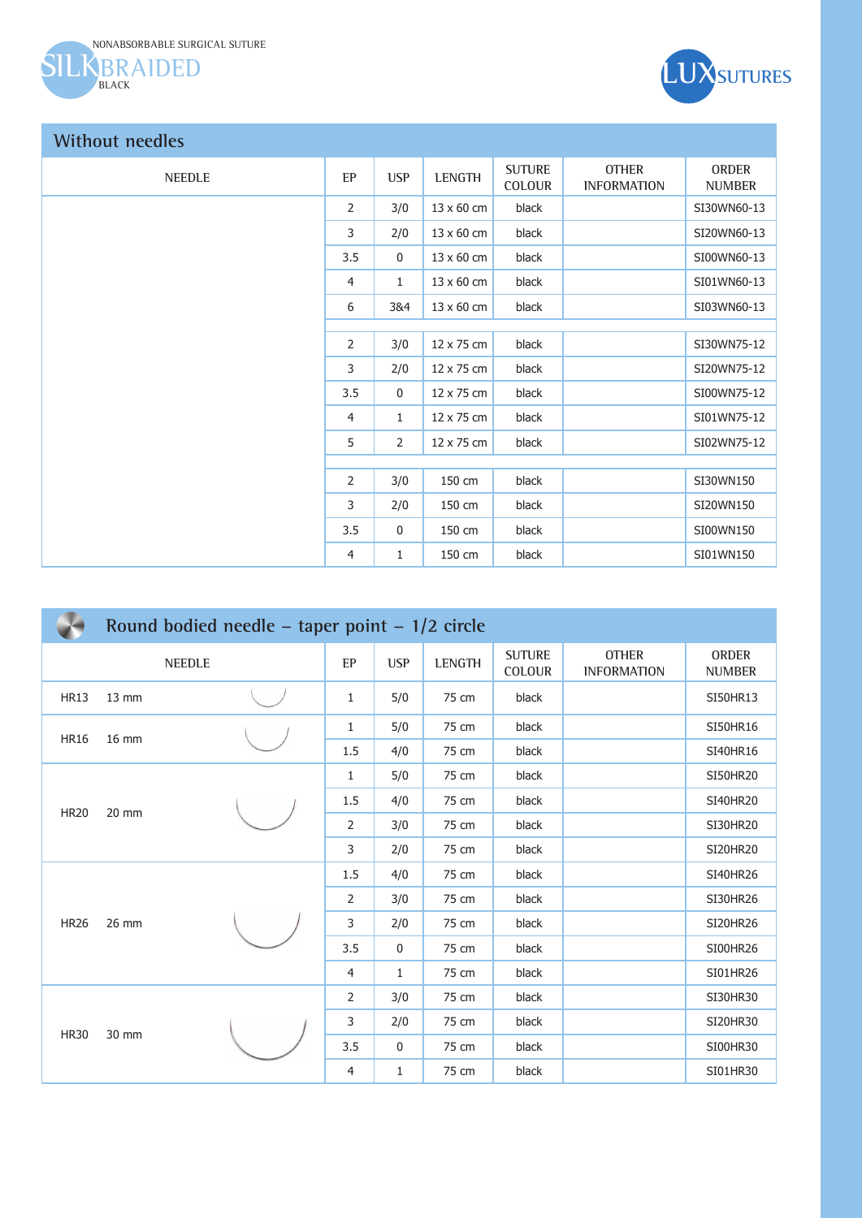NONABSORBABLE SURGICAL SUTURE

# SILKBRAIDED

BLACK

LUXSUTURES

## Without needles

| NEEDLE | EP | USP | LENGTH | SUTURE COLOUR | OTHER INFORMATION | ORDER NUMBER |
|---|---|---|---|---|---|---|
| | 2 | 3/0 | 13 x 60 cm | black | | SI30WN60-13 |
| | 3 | 2/0 | 13 x 60 cm | black | | SI20WN60-13 |
| | 3.5 | 0 | 13 x 60 cm | black | | SI00WN60-13 |
| | 4 | 1 | 13 x 60 cm | black | | SI01WN60-13 |
| | 6 | 3&4 | 13 x 60 cm | black | | SI03WN60-13 |
| | | | | | | |
| | 2 | 3/0 | 12 x 75 cm | black | | SI30WN75-12 |
| | 3 | 2/0 | 12 x 75 cm | black | | SI20WN75-12 |
| | 3.5 | 0 | 12 x 75 cm | black | | SI00WN75-12 |
| | 4 | 1 | 12 x 75 cm | black | | SI01WN75-12 |
| | 5 | 2 | 12 x 75 cm | black | | SI02WN75-12 |
| | | | | | | |
| | 2 | 3/0 | 150 cm | black | | SI30WN150 |
| | 3 | 2/0 | 150 cm | black | | SI20WN150 |
| | 3.5 | 0 | 150 cm | black | | SI00WN150 |
| | 4 | 1 | 150 cm | black | | SI01WN150 |

## Round bodied needle – taper point – 1/2 circle

| NEEDLE | EP | USP | LENGTH | SUTURE COLOUR | OTHER INFORMATION | ORDER NUMBER |
|---|---|---|---|---|---|---|
| HR13 13 mm | 1 | 5/0 | 75 cm | black | | SI50HR13 |
| HR16 16 mm | 1 | 5/0 | 75 cm | black | | SI50HR16 |
| | 1.5 | 4/0 | 75 cm | black | | SI40HR16 |
| HR20 20 mm | 1 | 5/0 | 75 cm | black | | SI50HR20 |
| | 1.5 | 4/0 | 75 cm | black | | SI40HR20 |
| | 2 | 3/0 | 75 cm | black | | SI30HR20 |
| | 3 | 2/0 | 75 cm | black | | SI20HR20 |
| HR26 26 mm | 1.5 | 4/0 | 75 cm | black | | SI40HR26 |
| | 2 | 3/0 | 75 cm | black | | SI30HR26 |
| | 3 | 2/0 | 75 cm | black | | SI20HR26 |
| | 3.5 | 0 | 75 cm | black | | SI00HR26 |
| | 4 | 1 | 75 cm | black | | SI01HR26 |
| HR30 30 mm | 2 | 3/0 | 75 cm | black | | SI30HR30 |
| | 3 | 2/0 | 75 cm | black | | SI20HR30 |
| | 3.5 | 0 | 75 cm | black | | SI00HR30 |
| | 4 | 1 | 75 cm | black | | SI01HR30 |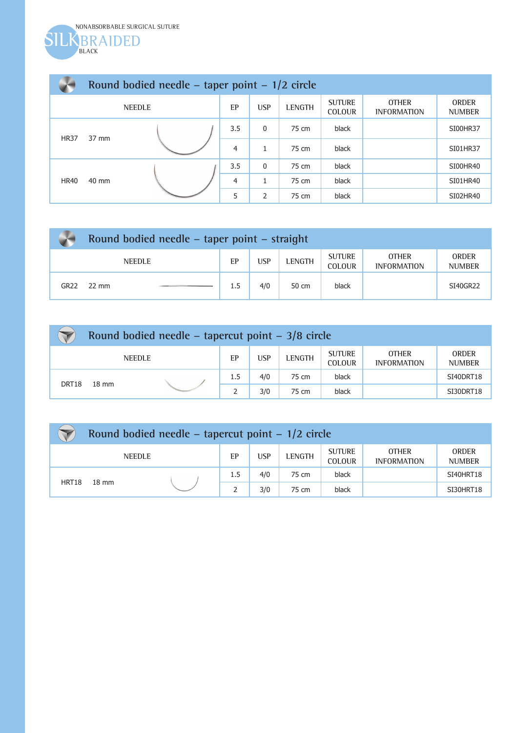NONABSORBABLE SURGICAL SUTURE

# SILK BRAIDED

BLACK

## Round bodied needle – taper point – 1/2 circle

| NEEDLE | | EP | USP | LENGTH | SUTURE COLOUR | OTHER INFORMATION | ORDER NUMBER |
|---|---|---|---|---|---|---|---|
| HR37 | 37 mm | 3.5 | 0 | 75 cm | black | | SI00HR37 |
| | | 4 | 1 | 75 cm | black | | SI01HR37 |
| HR40 | 40 mm | 3.5 | 0 | 75 cm | black | | SI00HR40 |
| | | 4 | 1 | 75 cm | black | | SI01HR40 |
| | | 5 | 2 | 75 cm | black | | SI02HR40 |

## Round bodied needle – taper point – straight

| NEEDLE | | EP | USP | LENGTH | SUTURE COLOUR | OTHER INFORMATION | ORDER NUMBER |
|---|---|---|---|---|---|---|---|
| GR22 | 22 mm | 1.5 | 4/0 | 50 cm | black | | SI40GR22 |

## Round bodied needle – tapercut point – 3/8 circle

| NEEDLE | | EP | USP | LENGTH | SUTURE COLOUR | OTHER INFORMATION | ORDER NUMBER |
|---|---|---|---|---|---|---|---|
| DRT18 | 18 mm | 1.5 | 4/0 | 75 cm | black | | SI40DRT18 |
| | | 2 | 3/0 | 75 cm | black | | SI30DRT18 |

## Round bodied needle – tapercut point – 1/2 circle

| NEEDLE | | EP | USP | LENGTH | SUTURE COLOUR | OTHER INFORMATION | ORDER NUMBER |
|---|---|---|---|---|---|---|---|
| HRT18 | 18 mm | 1.5 | 4/0 | 75 cm | black | | SI40HRT18 |
| | | 2 | 3/0 | 75 cm | black | | SI30HRT18 |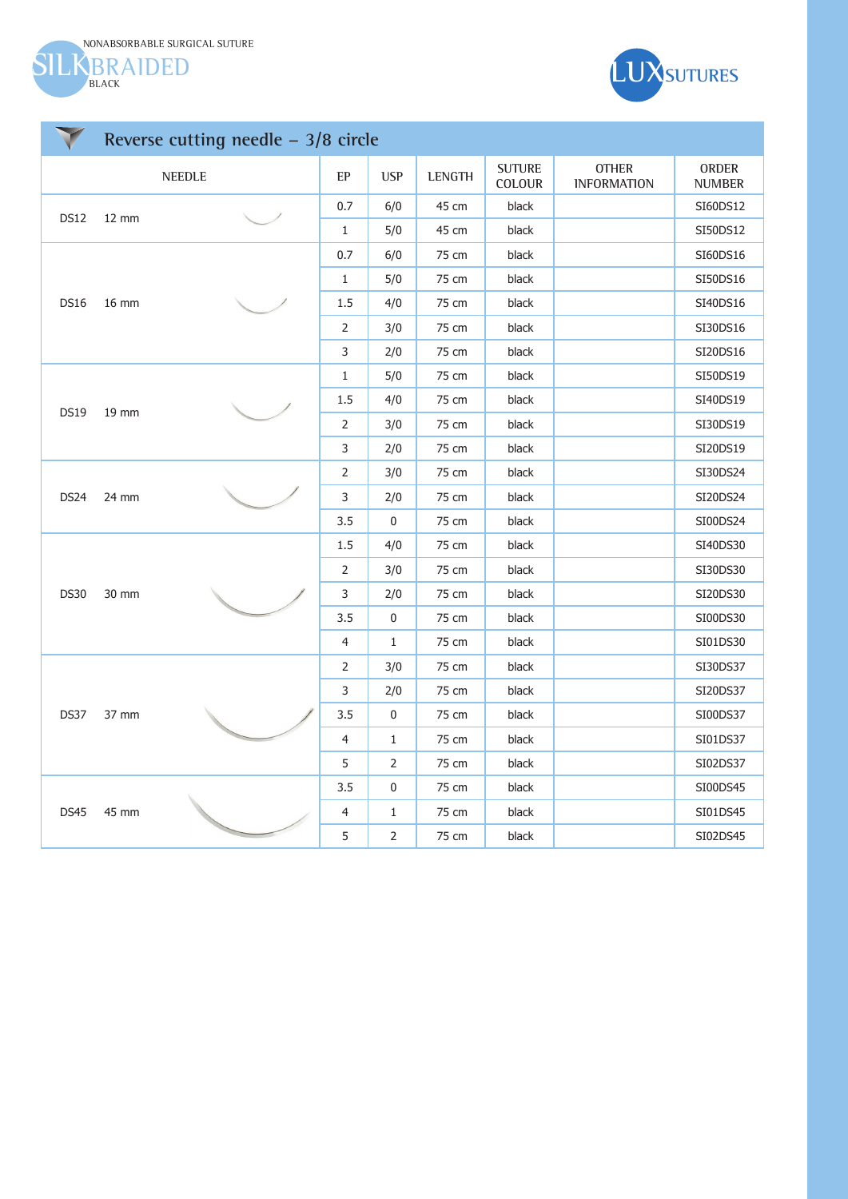NONABSORBABLE SURGICAL SUTURE

SILK BRAIDED BLACK

LUX SUTURES

## Reverse cutting needle – 3/8 circle

| NEEDLE | | EP | USP | LENGTH | SUTURE COLOUR | OTHER INFORMATION | ORDER NUMBER |
|---|---|---|---|---|---|---|---|
| DS12 | 12 mm | 0.7 | 6/0 | 45 cm | black | | SI60DS12 |
| | | 1 | 5/0 | 45 cm | black | | SI50DS12 |
| DS16 | 16 mm | 0.7 | 6/0 | 75 cm | black | | SI60DS16 |
| | | 1 | 5/0 | 75 cm | black | | SI50DS16 |
| | | 1.5 | 4/0 | 75 cm | black | | SI40DS16 |
| | | 2 | 3/0 | 75 cm | black | | SI30DS16 |
| | | 3 | 2/0 | 75 cm | black | | SI20DS16 |
| DS19 | 19 mm | 1 | 5/0 | 75 cm | black | | SI50DS19 |
| | | 1.5 | 4/0 | 75 cm | black | | SI40DS19 |
| | | 2 | 3/0 | 75 cm | black | | SI30DS19 |
| | | 3 | 2/0 | 75 cm | black | | SI20DS19 |
| DS24 | 24 mm | 2 | 3/0 | 75 cm | black | | SI30DS24 |
| | | 3 | 2/0 | 75 cm | black | | SI20DS24 |
| | | 3.5 | 0 | 75 cm | black | | SI00DS24 |
| DS30 | 30 mm | 1.5 | 4/0 | 75 cm | black | | SI40DS30 |
| | | 2 | 3/0 | 75 cm | black | | SI30DS30 |
| | | 3 | 2/0 | 75 cm | black | | SI20DS30 |
| | | 3.5 | 0 | 75 cm | black | | SI00DS30 |
| | | 4 | 1 | 75 cm | black | | SI01DS30 |
| DS37 | 37 mm | 2 | 3/0 | 75 cm | black | | SI30DS37 |
| | | 3 | 2/0 | 75 cm | black | | SI20DS37 |
| | | 3.5 | 0 | 75 cm | black | | SI00DS37 |
| | | 4 | 1 | 75 cm | black | | SI01DS37 |
| | | 5 | 2 | 75 cm | black | | SI02DS37 |
| DS45 | 45 mm | 3.5 | 0 | 75 cm | black | | SI00DS45 |
| | | 4 | 1 | 75 cm | black | | SI01DS45 |
| | | 5 | 2 | 75 cm | black | | SI02DS45 |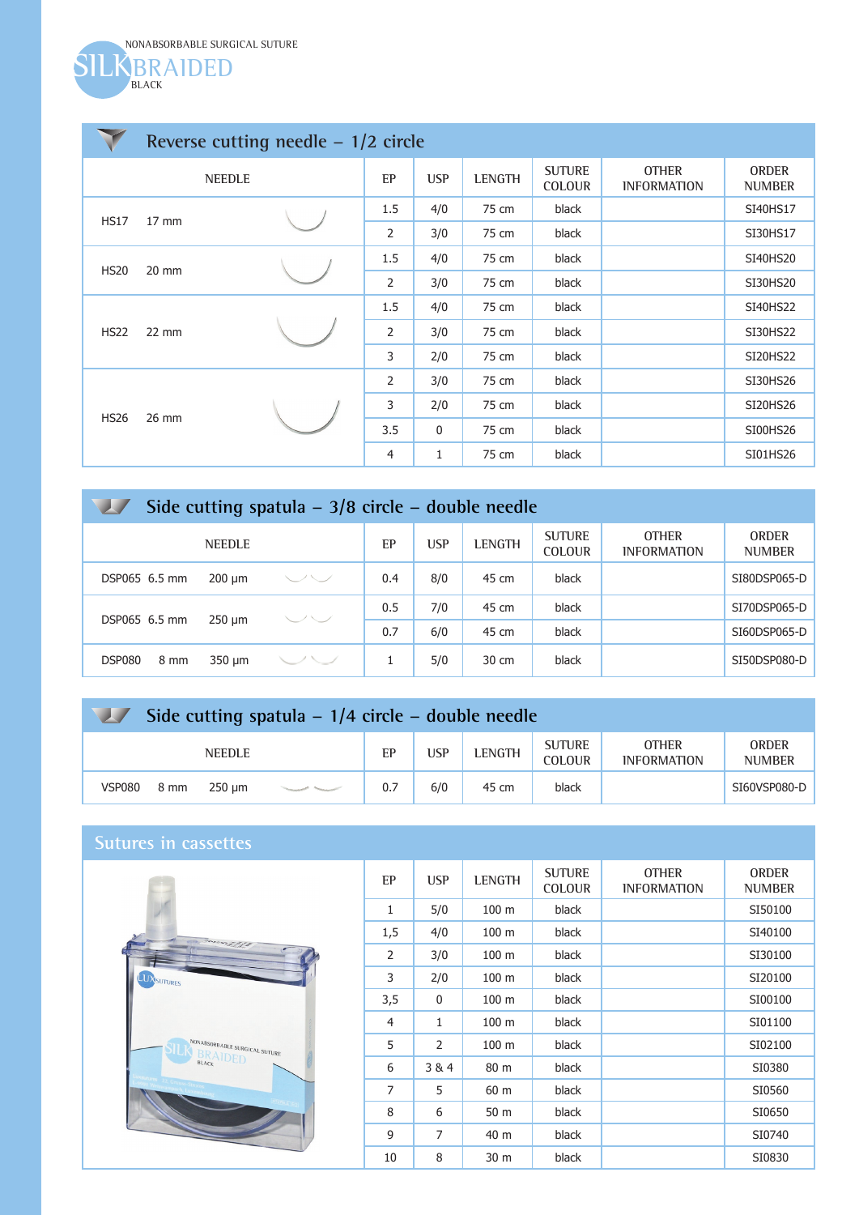NONABSORBABLE SURGICAL SUTURE

# SILK BRAIDED

BLACK

## Reverse cutting needle – 1/2 circle

| NEEDLE | EP | USP | LENGTH | SUTURE COLOUR | OTHER INFORMATION | ORDER NUMBER |
|---|---|---|---|---|---|---|
| HS17 17 mm | 1.5 | 4/0 | 75 cm | black | | SI40HS17 |
| | 2 | 3/0 | 75 cm | black | | SI30HS17 |
| HS20 20 mm | 1.5 | 4/0 | 75 cm | black | | SI40HS20 |
| | 2 | 3/0 | 75 cm | black | | SI30HS20 |
| HS22 22 mm | 1.5 | 4/0 | 75 cm | black | | SI40HS22 |
| | 2 | 3/0 | 75 cm | black | | SI30HS22 |
| | 3 | 2/0 | 75 cm | black | | SI20HS22 |
| HS26 26 mm | 2 | 3/0 | 75 cm | black | | SI30HS26 |
| | 3 | 2/0 | 75 cm | black | | SI20HS26 |
| | 3.5 | 0 | 75 cm | black | | SI00HS26 |
| | 4 | 1 | 75 cm | black | | SI01HS26 |

## Side cutting spatula – 3/8 circle – double needle

| NEEDLE | EP | USP | LENGTH | SUTURE COLOUR | OTHER INFORMATION | ORDER NUMBER |
|---|---|---|---|---|---|---|
| DSP065 6.5 mm 200 µm | 0.4 | 8/0 | 45 cm | black | | SI80DSP065-D |
| DSP065 6.5 mm 250 µm | 0.5 | 7/0 | 45 cm | black | | SI70DSP065-D |
| | 0.7 | 6/0 | 45 cm | black | | SI60DSP065-D |
| DSP080 8 mm 350 µm | 1 | 5/0 | 30 cm | black | | SI50DSP080-D |

## Side cutting spatula – 1/4 circle – double needle

| NEEDLE | EP | USP | LENGTH | SUTURE COLOUR | OTHER INFORMATION | ORDER NUMBER |
|---|---|---|---|---|---|---|
| VSP080 8 mm 250 µm | 0.7 | 6/0 | 45 cm | black | | SI60VSP080-D |

## Sutures in cassettes

| EP | USP | LENGTH | SUTURE COLOUR | OTHER INFORMATION | ORDER NUMBER |
|---|---|---|---|---|---|
| 1 | 5/0 | 100 m | black | | SI50100 |
| 1,5 | 4/0 | 100 m | black | | SI40100 |
| 2 | 3/0 | 100 m | black | | SI30100 |
| 3 | 2/0 | 100 m | black | | SI20100 |
| 3,5 | 0 | 100 m | black | | SI00100 |
| 4 | 1 | 100 m | black | | SI01100 |
| 5 | 2 | 100 m | black | | SI02100 |
| 6 | 3 & 4 | 80 m | black | | SI0380 |
| 7 | 5 | 60 m | black | | SI0560 |
| 8 | 6 | 50 m | black | | SI0650 |
| 9 | 7 | 40 m | black | | SI0740 |
| 10 | 8 | 30 m | black | | SI0830 |